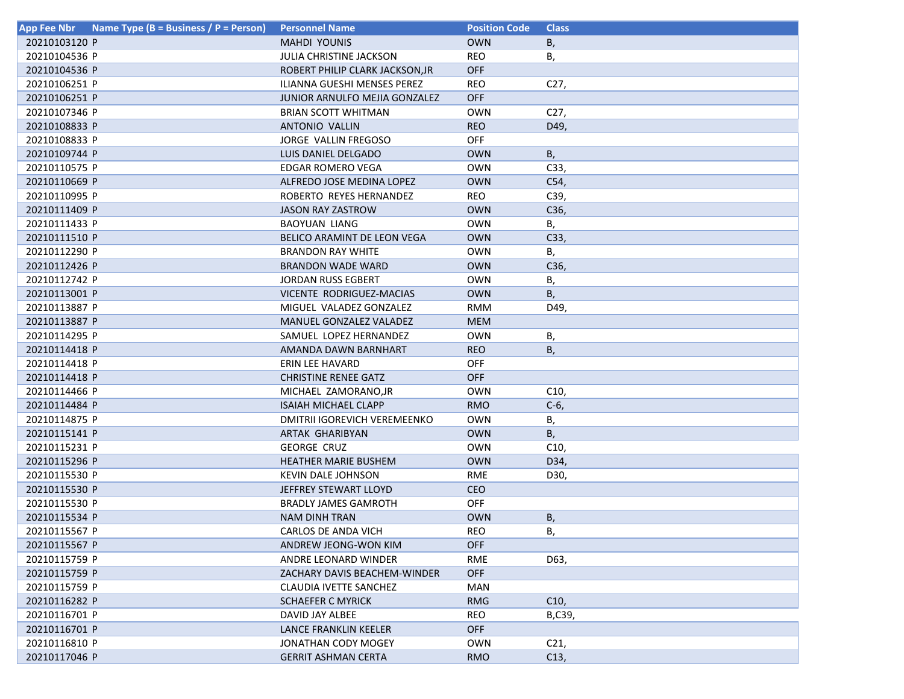| App Fee Nbr | Name Type (B = Business / P = Person) | Personnel Name | Position Code | Class |
|---|---|---|---|---|
| 20210103120 | P | MAHDI YOUNIS | OWN | B, |
| 20210104536 | P | JULIA CHRISTINE JACKSON | REO | B, |
| 20210104536 | P | ROBERT PHILIP CLARK JACKSON,JR | OFF | |
| 20210106251 | P | ILIANNA GUESHI MENSES PEREZ | REO | C27, |
| 20210106251 | P | JUNIOR ARNULFO MEJIA GONZALEZ | OFF | |
| 20210107346 | P | BRIAN SCOTT WHITMAN | OWN | C27, |
| 20210108833 | P | ANTONIO VALLIN | REO | D49, |
| 20210108833 | P | JORGE VALLIN FREGOSO | OFF | |
| 20210109744 | P | LUIS DANIEL DELGADO | OWN | B, |
| 20210110575 | P | EDGAR ROMERO VEGA | OWN | C33, |
| 20210110669 | P | ALFREDO JOSE MEDINA LOPEZ | OWN | C54, |
| 20210110995 | P | ROBERTO REYES HERNANDEZ | REO | C39, |
| 20210111409 | P | JASON RAY ZASTROW | OWN | C36, |
| 20210111433 | P | BAOYUAN LIANG | OWN | B, |
| 20210111510 | P | BELICO ARAMINT DE LEON VEGA | OWN | C33, |
| 20210112290 | P | BRANDON RAY WHITE | OWN | B, |
| 20210112426 | P | BRANDON WADE WARD | OWN | C36, |
| 20210112742 | P | JORDAN RUSS EGBERT | OWN | B, |
| 20210113001 | P | VICENTE RODRIGUEZ-MACIAS | OWN | B, |
| 20210113887 | P | MIGUEL VALADEZ GONZALEZ | RMM | D49, |
| 20210113887 | P | MANUEL GONZALEZ VALADEZ | MEM | |
| 20210114295 | P | SAMUEL LOPEZ HERNANDEZ | OWN | B, |
| 20210114418 | P | AMANDA DAWN BARNHART | REO | B, |
| 20210114418 | P | ERIN LEE HAVARD | OFF | |
| 20210114418 | P | CHRISTINE RENEE GATZ | OFF | |
| 20210114466 | P | MICHAEL ZAMORANO,JR | OWN | C10, |
| 20210114484 | P | ISAIAH MICHAEL CLAPP | RMO | C-6, |
| 20210114875 | P | DMITRII IGOREVICH VEREMEENKO | OWN | B, |
| 20210115141 | P | ARTAK GHARIBYAN | OWN | B, |
| 20210115231 | P | GEORGE CRUZ | OWN | C10, |
| 20210115296 | P | HEATHER MARIE BUSHEM | OWN | D34, |
| 20210115530 | P | KEVIN DALE JOHNSON | RME | D30, |
| 20210115530 | P | JEFFREY STEWART LLOYD | CEO | |
| 20210115530 | P | BRADLY JAMES GAMROTH | OFF | |
| 20210115534 | P | NAM DINH TRAN | OWN | B, |
| 20210115567 | P | CARLOS DE ANDA VICH | REO | B, |
| 20210115567 | P | ANDREW JEONG-WON KIM | OFF | |
| 20210115759 | P | ANDRE LEONARD WINDER | RME | D63, |
| 20210115759 | P | ZACHARY DAVIS BEACHEM-WINDER | OFF | |
| 20210115759 | P | CLAUDIA IVETTE SANCHEZ | MAN | |
| 20210116282 | P | SCHAEFER C MYRICK | RMG | C10, |
| 20210116701 | P | DAVID JAY ALBEE | REO | B,C39, |
| 20210116701 | P | LANCE FRANKLIN KEELER | OFF | |
| 20210116810 | P | JONATHAN CODY MOGEY | OWN | C21, |
| 20210117046 | P | GERRIT ASHMAN CERTA | RMO | C13, |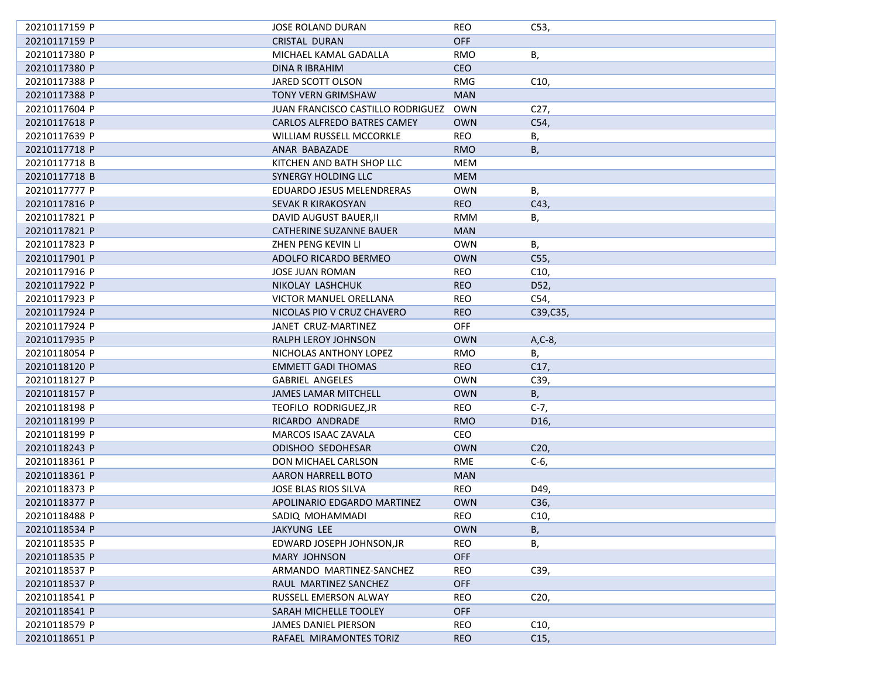| | | | |
|---|---|---|---|
| 20210117159 P | JOSE ROLAND DURAN | REO | C53, |
| 20210117159 P | CRISTAL DURAN | OFF | |
| 20210117380 P | MICHAEL KAMAL GADALLA | RMO | B, |
| 20210117380 P | DINA R IBRAHIM | CEO | |
| 20210117388 P | JARED SCOTT OLSON | RMG | C10, |
| 20210117388 P | TONY VERN GRIMSHAW | MAN | |
| 20210117604 P | JUAN FRANCISCO CASTILLO RODRIGUEZ | OWN | C27, |
| 20210117618 P | CARLOS ALFREDO BATRES CAMEY | OWN | C54, |
| 20210117639 P | WILLIAM RUSSELL MCCORKLE | REO | B, |
| 20210117718 P | ANAR BABAZADE | RMO | B, |
| 20210117718 B | KITCHEN AND BATH SHOP LLC | MEM | |
| 20210117718 B | SYNERGY HOLDING LLC | MEM | |
| 20210117777 P | EDUARDO JESUS MELENDRERAS | OWN | B, |
| 20210117816 P | SEVAK R KIRAKOSYAN | REO | C43, |
| 20210117821 P | DAVID AUGUST BAUER,II | RMM | B, |
| 20210117821 P | CATHERINE SUZANNE BAUER | MAN | |
| 20210117823 P | ZHEN PENG KEVIN LI | OWN | B, |
| 20210117901 P | ADOLFO RICARDO BERMEO | OWN | C55, |
| 20210117916 P | JOSE JUAN ROMAN | REO | C10, |
| 20210117922 P | NIKOLAY LASHCHUK | REO | D52, |
| 20210117923 P | VICTOR MANUEL ORELLANA | REO | C54, |
| 20210117924 P | NICOLAS PIO V CRUZ CHAVERO | REO | C39,C35, |
| 20210117924 P | JANET CRUZ-MARTINEZ | OFF | |
| 20210117935 P | RALPH LEROY JOHNSON | OWN | A,C-8, |
| 20210118054 P | NICHOLAS ANTHONY LOPEZ | RMO | B, |
| 20210118120 P | EMMETT GADI THOMAS | REO | C17, |
| 20210118127 P | GABRIEL ANGELES | OWN | C39, |
| 20210118157 P | JAMES LAMAR MITCHELL | OWN | B, |
| 20210118198 P | TEOFILO RODRIGUEZ,JR | REO | C-7, |
| 20210118199 P | RICARDO ANDRADE | RMO | D16, |
| 20210118199 P | MARCOS ISAAC ZAVALA | CEO | |
| 20210118243 P | ODISHOO SEDOHESAR | OWN | C20, |
| 20210118361 P | DON MICHAEL CARLSON | RME | C-6, |
| 20210118361 P | AARON HARRELL BOTO | MAN | |
| 20210118373 P | JOSE BLAS RIOS SILVA | REO | D49, |
| 20210118377 P | APOLINARIO EDGARDO MARTINEZ | OWN | C36, |
| 20210118488 P | SADIQ MOHAMMADI | REO | C10, |
| 20210118534 P | JAKYUNG LEE | OWN | B, |
| 20210118535 P | EDWARD JOSEPH JOHNSON,JR | REO | B, |
| 20210118535 P | MARY JOHNSON | OFF | |
| 20210118537 P | ARMANDO MARTINEZ-SANCHEZ | REO | C39, |
| 20210118537 P | RAUL MARTINEZ SANCHEZ | OFF | |
| 20210118541 P | RUSSELL EMERSON ALWAY | REO | C20, |
| 20210118541 P | SARAH MICHELLE TOOLEY | OFF | |
| 20210118579 P | JAMES DANIEL PIERSON | REO | C10, |
| 20210118651 P | RAFAEL MIRAMONTES TORIZ | REO | C15, |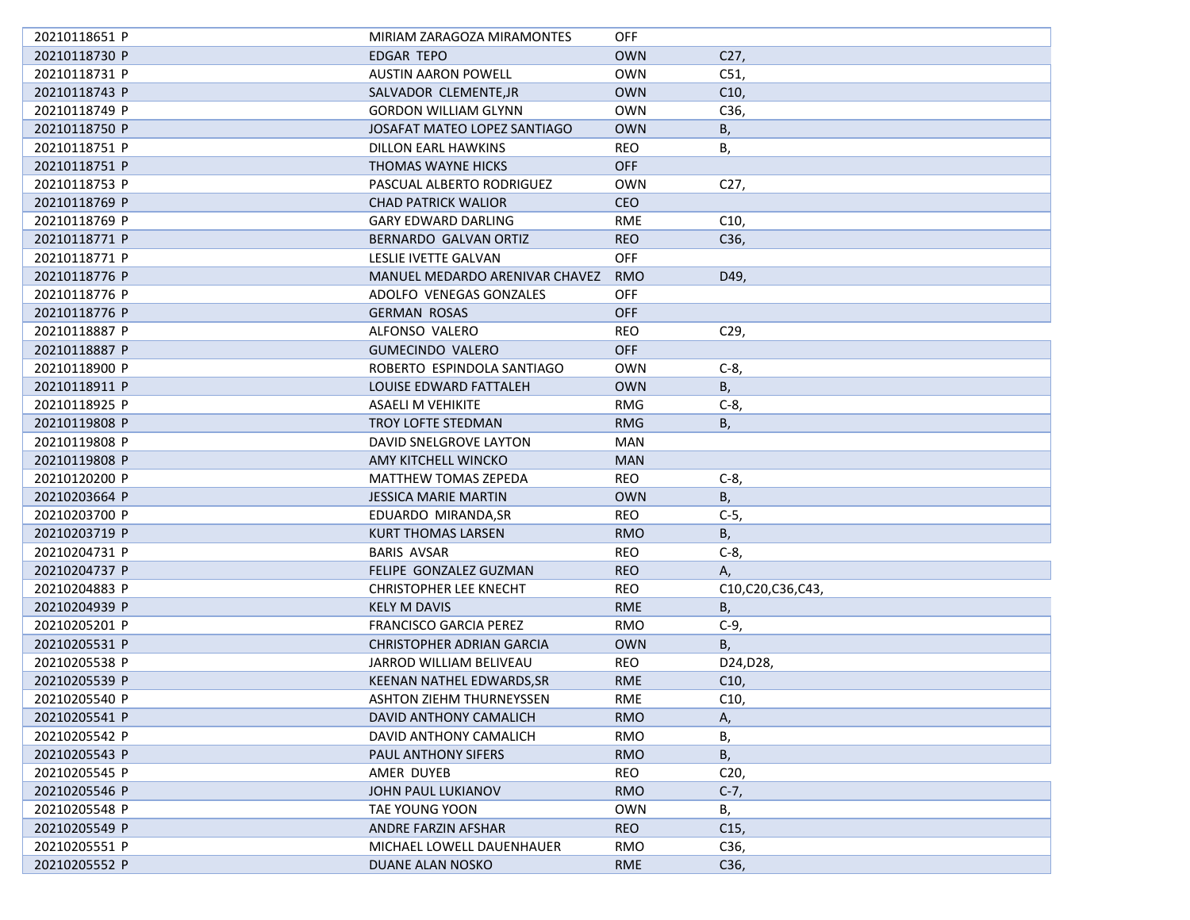| | | | |
|---|---|---|---|
| 20210118651 P | MIRIAM ZARAGOZA MIRAMONTES | OFF | |
| 20210118730 P | EDGAR TEPO | OWN | C27, |
| 20210118731 P | AUSTIN AARON POWELL | OWN | C51, |
| 20210118743 P | SALVADOR CLEMENTE,JR | OWN | C10, |
| 20210118749 P | GORDON WILLIAM GLYNN | OWN | C36, |
| 20210118750 P | JOSAFAT MATEO LOPEZ SANTIAGO | OWN | B, |
| 20210118751 P | DILLON EARL HAWKINS | REO | B, |
| 20210118751 P | THOMAS WAYNE HICKS | OFF | |
| 20210118753 P | PASCUAL ALBERTO RODRIGUEZ | OWN | C27, |
| 20210118769 P | CHAD PATRICK WALIOR | CEO | |
| 20210118769 P | GARY EDWARD DARLING | RME | C10, |
| 20210118771 P | BERNARDO GALVAN ORTIZ | REO | C36, |
| 20210118771 P | LESLIE IVETTE GALVAN | OFF | |
| 20210118776 P | MANUEL MEDARDO ARENIVAR CHAVEZ | RMO | D49, |
| 20210118776 P | ADOLFO VENEGAS GONZALES | OFF | |
| 20210118776 P | GERMAN ROSAS | OFF | |
| 20210118887 P | ALFONSO VALERO | REO | C29, |
| 20210118887 P | GUMECINDO VALERO | OFF | |
| 20210118900 P | ROBERTO ESPINDOLA SANTIAGO | OWN | C-8, |
| 20210118911 P | LOUISE EDWARD FATTALEH | OWN | B, |
| 20210118925 P | ASAELI M VEHIKITE | RMG | C-8, |
| 20210119808 P | TROY LOFTE STEDMAN | RMG | B, |
| 20210119808 P | DAVID SNELGROVE LAYTON | MAN | |
| 20210119808 P | AMY KITCHELL WINCKO | MAN | |
| 20210120200 P | MATTHEW TOMAS ZEPEDA | REO | C-8, |
| 20210203664 P | JESSICA MARIE MARTIN | OWN | B, |
| 20210203700 P | EDUARDO MIRANDA,SR | REO | C-5, |
| 20210203719 P | KURT THOMAS LARSEN | RMO | B, |
| 20210204731 P | BARIS AVSAR | REO | C-8, |
| 20210204737 P | FELIPE GONZALEZ GUZMAN | REO | A, |
| 20210204883 P | CHRISTOPHER LEE KNECHT | REO | C10,C20,C36,C43, |
| 20210204939 P | KELY M DAVIS | RME | B, |
| 20210205201 P | FRANCISCO GARCIA PEREZ | RMO | C-9, |
| 20210205531 P | CHRISTOPHER ADRIAN GARCIA | OWN | B, |
| 20210205538 P | JARROD WILLIAM BELIVEAU | REO | D24,D28, |
| 20210205539 P | KEENAN NATHEL EDWARDS,SR | RME | C10, |
| 20210205540 P | ASHTON ZIEHM THURNEYSSEN | RME | C10, |
| 20210205541 P | DAVID ANTHONY CAMALICH | RMO | A, |
| 20210205542 P | DAVID ANTHONY CAMALICH | RMO | B, |
| 20210205543 P | PAUL ANTHONY SIFERS | RMO | B, |
| 20210205545 P | AMER DUYEB | REO | C20, |
| 20210205546 P | JOHN PAUL LUKIANOV | RMO | C-7, |
| 20210205548 P | TAE YOUNG YOON | OWN | B, |
| 20210205549 P | ANDRE FARZIN AFSHAR | REO | C15, |
| 20210205551 P | MICHAEL LOWELL DAUENHAUER | RMO | C36, |
| 20210205552 P | DUANE ALAN NOSKO | RME | C36, |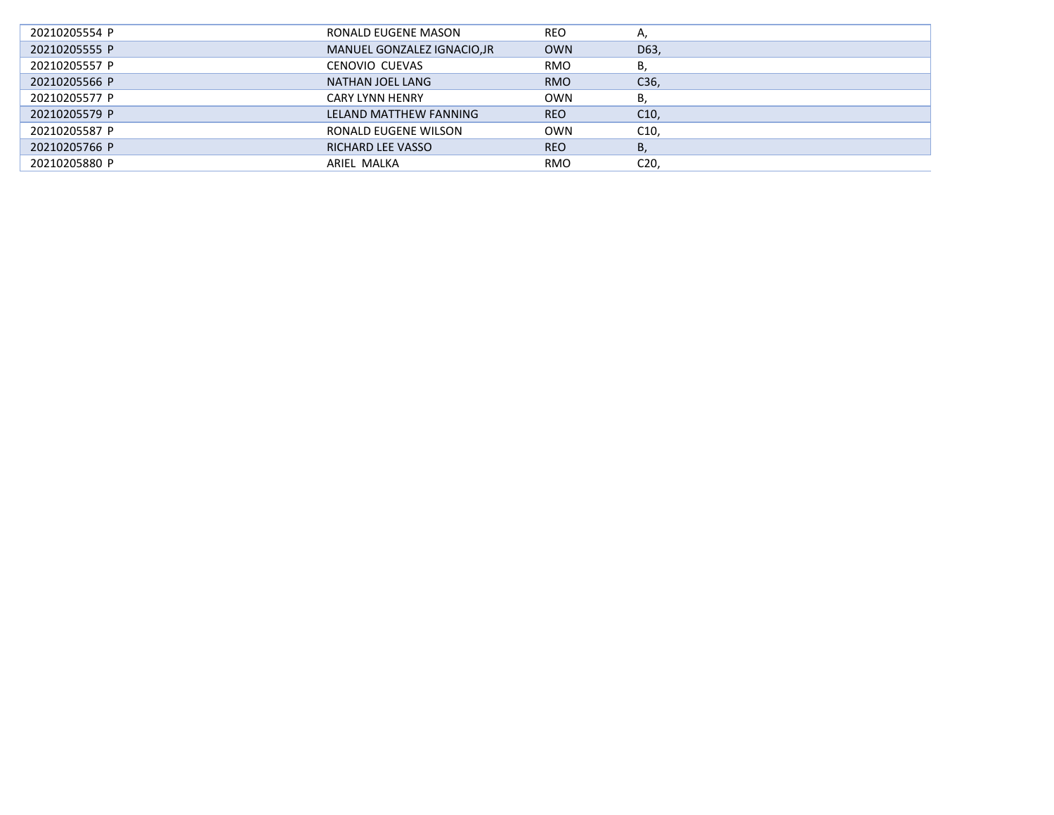| | | | |
|---|---|---|---|
| 20210205554 P | RONALD EUGENE MASON | REO | A, |
| 20210205555 P | MANUEL GONZALEZ IGNACIO,JR | OWN | D63, |
| 20210205557 P | CENOVIO  CUEVAS | RMO | B, |
| 20210205566 P | NATHAN JOEL LANG | RMO | C36, |
| 20210205577 P | CARY LYNN HENRY | OWN | B, |
| 20210205579 P | LELAND MATTHEW FANNING | REO | C10, |
| 20210205587 P | RONALD EUGENE WILSON | OWN | C10, |
| 20210205766 P | RICHARD LEE VASSO | REO | B, |
| 20210205880 P | ARIEL  MALKA | RMO | C20, |